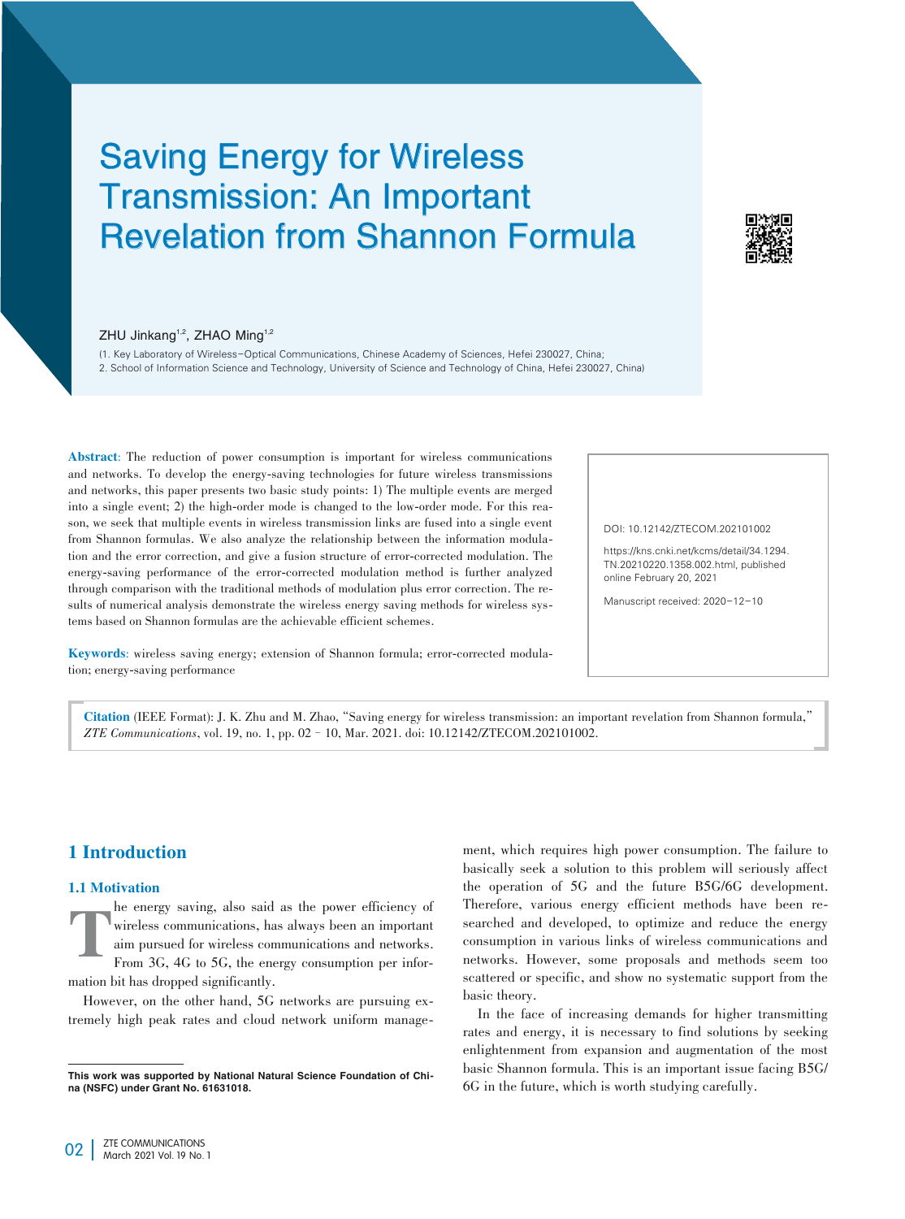# Saving Energy for Wireless Transmission: An Important Revelation from Shannon Formula

ZHU Jinkang[1,2], ZHAO Ming[1,2]

(1. Key Laboratory of Wireless−Optical Communications, Chinese Academy of Sciences, Hefei 230027, China;
2. School of Information Science and Technology, University of Science and Technology of China, Hefei 230027, China)

**Abstract**: The reduction of power consumption is important for wireless communications and networks. To develop the energy-saving technologies for future wireless transmissions and networks, this paper presents two basic study points: 1) The multiple events are merged into a single event; 2) the high-order mode is changed to the low-order mode. For this reason, we seek that multiple events in wireless transmission links are fused into a single event from Shannon formulas. We also analyze the relationship between the information modulation and the error correction, and give a fusion structure of error-corrected modulation. The energy-saving performance of the error-corrected modulation method is further analyzed through comparison with the traditional methods of modulation plus error correction. The results of numerical analysis demonstrate the wireless energy saving methods for wireless systems based on Shannon formulas are the achievable efficient schemes.

**Keywords**: wireless saving energy; extension of Shannon formula; error-corrected modulation; energy-saving performance

DOI: 10.12142/ZTECOM.202101002

https://kns.cnki.net/kcms/detail/34.1294.TN.20210220.1358.002.html, published online February 20, 2021

Manuscript received: 2020-12-10

**Citation** (IEEE Format): J. K. Zhu and M. Zhao, "Saving energy for wireless transmission: an important revelation from Shannon formula," *ZTE Communications*, vol. 19, no. 1, pp. 02–10, Mar. 2021. doi: 10.12142/ZTECOM.202101002.

## 1 Introduction

### 1.1 Motivation

The energy saving, also said as the power efficiency of wireless communications, has always been an important aim pursued for wireless communications and networks. From 3G, 4G to 5G, the energy consumption per information bit has dropped significantly.

However, on the other hand, 5G networks are pursuing extremely high peak rates and cloud network uniform management, which requires high power consumption. The failure to basically seek a solution to this problem will seriously affect the operation of 5G and the future B5G/6G development. Therefore, various energy efficient methods have been researched and developed, to optimize and reduce the energy consumption in various links of wireless communications and networks. However, some proposals and methods seem too scattered or specific, and show no systematic support from the basic theory.

In the face of increasing demands for higher transmitting rates and energy, it is necessary to find solutions by seeking enlightenment from expansion and augmentation of the most basic Shannon formula. This is an important issue facing B5G/6G in the future, which is worth studying carefully.

**This work was supported by National Natural Science Foundation of China (NSFC) under Grant No. 61631018.**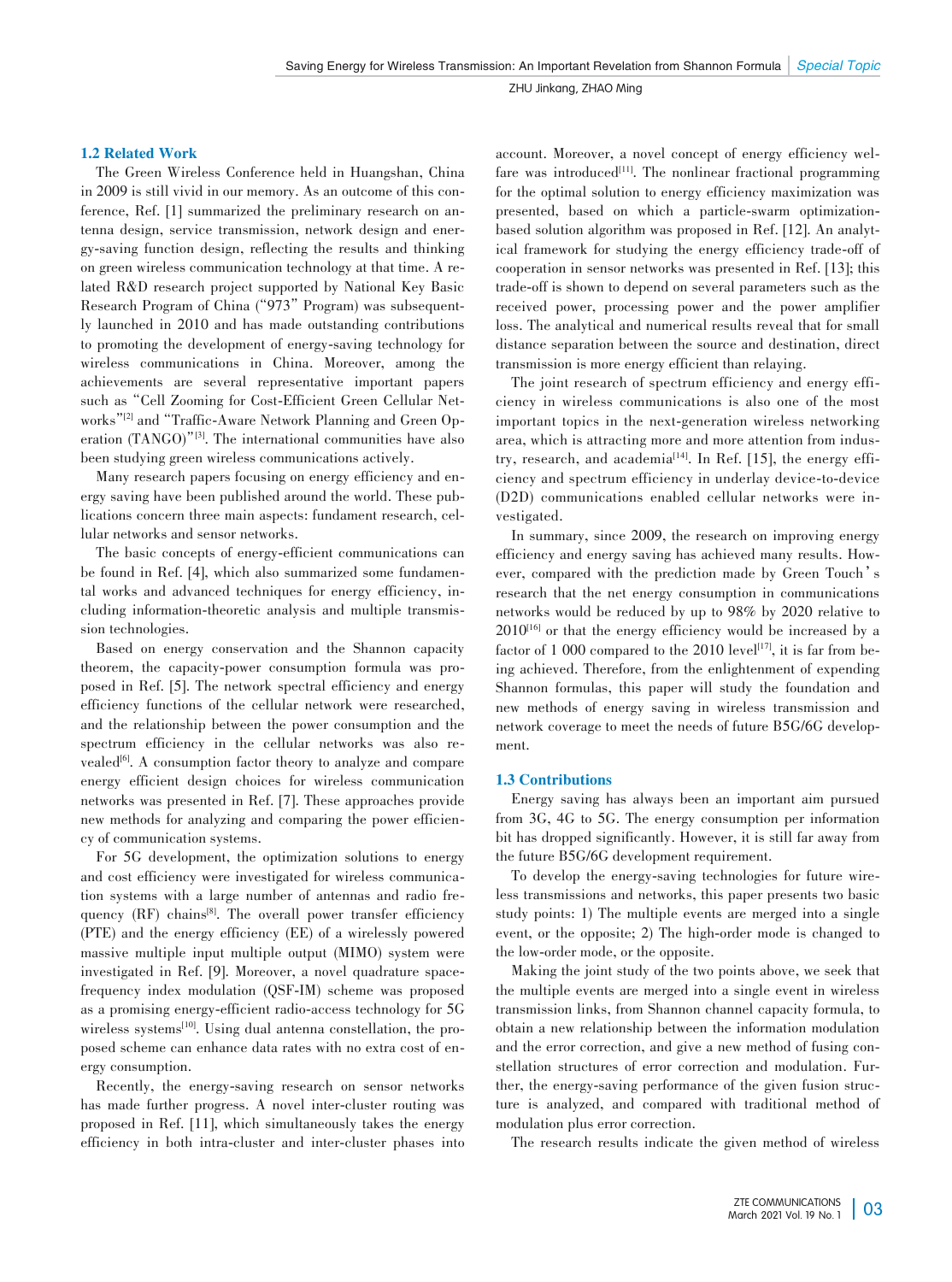### 1.2 Related Work

The Green Wireless Conference held in Huangshan, China in 2009 is still vivid in our memory. As an outcome of this conference, Ref. [1] summarized the preliminary research on antenna design, service transmission, network design and energy-saving function design, reflecting the results and thinking on green wireless communication technology at that time. A related R&D research project supported by National Key Basic Research Program of China ("973" Program) was subsequently launched in 2010 and has made outstanding contributions to promoting the development of energy-saving technology for wireless communications in China. Moreover, among the achievements are several representative important papers such as "Cell Zooming for Cost-Efficient Green Cellular Networks"[2] and "Traffic-Aware Network Planning and Green Operation (TANGO)"[3]. The international communities have also been studying green wireless communications actively.

Many research papers focusing on energy efficiency and energy saving have been published around the world. These publications concern three main aspects: fundament research, cellular networks and sensor networks.

The basic concepts of energy-efficient communications can be found in Ref. [4], which also summarized some fundamental works and advanced techniques for energy efficiency, including information-theoretic analysis and multiple transmission technologies.

Based on energy conservation and the Shannon capacity theorem, the capacity-power consumption formula was proposed in Ref. [5]. The network spectral efficiency and energy efficiency functions of the cellular network were researched, and the relationship between the power consumption and the spectrum efficiency in the cellular networks was also revealed[6]. A consumption factor theory to analyze and compare energy efficient design choices for wireless communication networks was presented in Ref. [7]. These approaches provide new methods for analyzing and comparing the power efficiency of communication systems.

For 5G development, the optimization solutions to energy and cost efficiency were investigated for wireless communication systems with a large number of antennas and radio frequency (RF) chains[8]. The overall power transfer efficiency (PTE) and the energy efficiency (EE) of a wirelessly powered massive multiple input multiple output (MIMO) system were investigated in Ref. [9]. Moreover, a novel quadrature space-frequency index modulation (QSF-IM) scheme was proposed as a promising energy-efficient radio-access technology for 5G wireless systems[10]. Using dual antenna constellation, the proposed scheme can enhance data rates with no extra cost of energy consumption.

Recently, the energy-saving research on sensor networks has made further progress. A novel inter-cluster routing was proposed in Ref. [11], which simultaneously takes the energy efficiency in both intra-cluster and inter-cluster phases into account. Moreover, a novel concept of energy efficiency welfare was introduced[11]. The nonlinear fractional programming for the optimal solution to energy efficiency maximization was presented, based on which a particle-swarm optimization-based solution algorithm was proposed in Ref. [12]. An analytical framework for studying the energy efficiency trade-off of cooperation in sensor networks was presented in Ref. [13]; this trade-off is shown to depend on several parameters such as the received power, processing power and the power amplifier loss. The analytical and numerical results reveal that for small distance separation between the source and destination, direct transmission is more energy efficient than relaying.

The joint research of spectrum efficiency and energy efficiency in wireless communications is also one of the most important topics in the next-generation wireless networking area, which is attracting more and more attention from industry, research, and academia[14]. In Ref. [15], the energy efficiency and spectrum efficiency in underlay device-to-device (D2D) communications enabled cellular networks were investigated.

In summary, since 2009, the research on improving energy efficiency and energy saving has achieved many results. However, compared with the prediction made by Green Touch's research that the net energy consumption in communications networks would be reduced by up to 98% by 2020 relative to 2010[16] or that the energy efficiency would be increased by a factor of 1 000 compared to the 2010 level[17], it is far from being achieved. Therefore, from the enlightenment of expending Shannon formulas, this paper will study the foundation and new methods of energy saving in wireless transmission and network coverage to meet the needs of future B5G/6G development.

### 1.3 Contributions

Energy saving has always been an important aim pursued from 3G, 4G to 5G. The energy consumption per information bit has dropped significantly. However, it is still far away from the future B5G/6G development requirement.

To develop the energy-saving technologies for future wireless transmissions and networks, this paper presents two basic study points: 1) The multiple events are merged into a single event, or the opposite; 2) The high-order mode is changed to the low-order mode, or the opposite.

Making the joint study of the two points above, we seek that the multiple events are merged into a single event in wireless transmission links, from Shannon channel capacity formula, to obtain a new relationship between the information modulation and the error correction, and give a new method of fusing constellation structures of error correction and modulation. Further, the energy-saving performance of the given fusion structure is analyzed, and compared with traditional method of modulation plus error correction.

The research results indicate the given method of wireless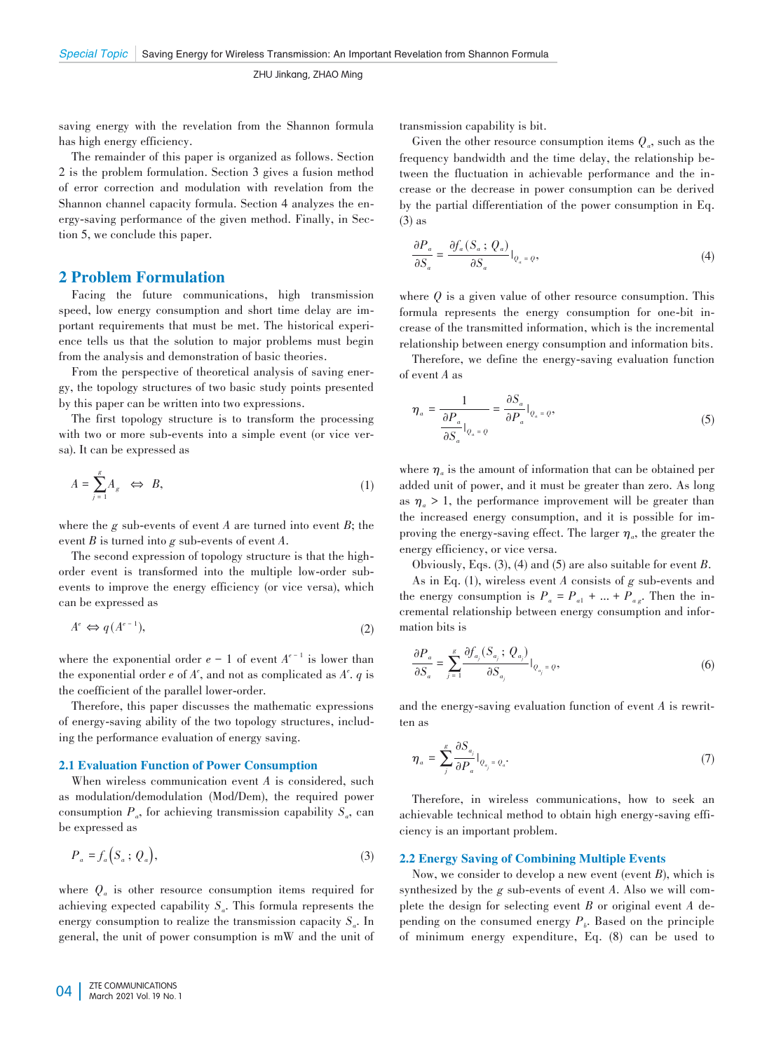saving energy with the revelation from the Shannon formula has high energy efficiency.

The remainder of this paper is organized as follows. Section 2 is the problem formulation. Section 3 gives a fusion method of error correction and modulation with revelation from the Shannon channel capacity formula. Section 4 analyzes the energy-saving performance of the given method. Finally, in Section 5, we conclude this paper.

## 2 Problem Formulation

Facing the future communications, high transmission speed, low energy consumption and short time delay are important requirements that must be met. The historical experience tells us that the solution to major problems must begin from the analysis and demonstration of basic theories.

From the perspective of theoretical analysis of saving energy, the topology structures of two basic study points presented by this paper can be written into two expressions.

The first topology structure is to transform the processing with two or more sub-events into a simple event (or vice versa). It can be expressed as

$$A = \sum_{j=1}^{g} A_g \quad \Leftrightarrow \quad B, \tag{1}$$

where the $g$ sub-events of event $A$ are turned into event $B$; the event $B$ is turned into $g$ sub-events of event $A$.

The second expression of topology structure is that the high-order event is transformed into the multiple low-order sub-events to improve the energy efficiency (or vice versa), which can be expressed as

$$A^e \Leftrightarrow q\left(A^{e-1}\right), \tag{2}$$

where the exponential order $e-1$ of event $A^{e-1}$ is lower than the exponential order $e$ of $A^e$, and not as complicated as $A^e$. $q$ is the coefficient of the parallel lower-order.

Therefore, this paper discusses the mathematic expressions of energy-saving ability of the two topology structures, including the performance evaluation of energy saving.

### 2.1 Evaluation Function of Power Consumption

When wireless communication event $A$ is considered, such as modulation/demodulation (Mod/Dem), the required power consumption $P_a$, for achieving transmission capability $S_a$, can be expressed as

$$P_a = f_a\left(S_a ; Q_a\right), \tag{3}$$

where $Q_a$ is other resource consumption items required for achieving expected capability $S_a$. This formula represents the energy consumption to realize the transmission capacity $S_a$. In general, the unit of power consumption is mW and the unit of transmission capability is bit.

Given the other resource consumption items $Q_a$, such as the frequency bandwidth and the time delay, the relationship between the fluctuation in achievable performance and the increase or the decrease in power consumption can be derived by the partial differentiation of the power consumption in Eq. (3) as

$$\frac{\partial P_a}{\partial S_a} = \frac{\partial f_a\left(S_a ; Q_a\right)}{\partial S_a}\bigg|_{Q_a = Q}, \tag{4}$$

where $Q$ is a given value of other resource consumption. This formula represents the energy consumption for one-bit increase of the transmitted information, which is the incremental relationship between energy consumption and information bits.

Therefore, we define the energy-saving evaluation function of event $A$ as

$$\eta_a = \frac{1}{\dfrac{\partial P_a}{\partial S_a}\bigg|_{Q_a = Q}} = \frac{\partial S_a}{\partial P_a}\bigg|_{Q_a = Q}, \tag{5}$$

where $\eta_a$ is the amount of information that can be obtained per added unit of power, and it must be greater than zero. As long as $\eta_a > 1$, the performance improvement will be greater than the increased energy consumption, and it is possible for improving the energy-saving effect. The larger $\eta_a$, the greater the energy efficiency, or vice versa.

Obviously, Eqs. (3), (4) and (5) are also suitable for event $B$.

As in Eq. (1), wireless event $A$ consists of $g$ sub-events and the energy consumption is $P_a = P_{a1} + \ldots + P_{ag}$. Then the incremental relationship between energy consumption and information bits is

$$\frac{\partial P_a}{\partial S_a} = \sum_{j=1}^{g} \frac{\partial f_{a_j}\left(S_{a_j} ; Q_{a_j}\right)}{\partial S_{a_j}}\bigg|_{Q_{a_j} = Q}, \tag{6}$$

and the energy-saving evaluation function of event $A$ is rewritten as

$$\eta_a = \sum_{j}^{g} \frac{\partial S_{a_j}}{\partial P_a}\bigg|_{Q_{a_j} = Q_a}. \tag{7}$$

Therefore, in wireless communications, how to seek an achievable technical method to obtain high energy-saving efficiency is an important problem.

### 2.2 Energy Saving of Combining Multiple Events

Now, we consider to develop a new event (event $B$), which is synthesized by the $g$ sub-events of event $A$. Also we will complete the design for selecting event $B$ or original event $A$ depending on the consumed energy $P_b$. Based on the principle of minimum energy expenditure, Eq. (8) can be used to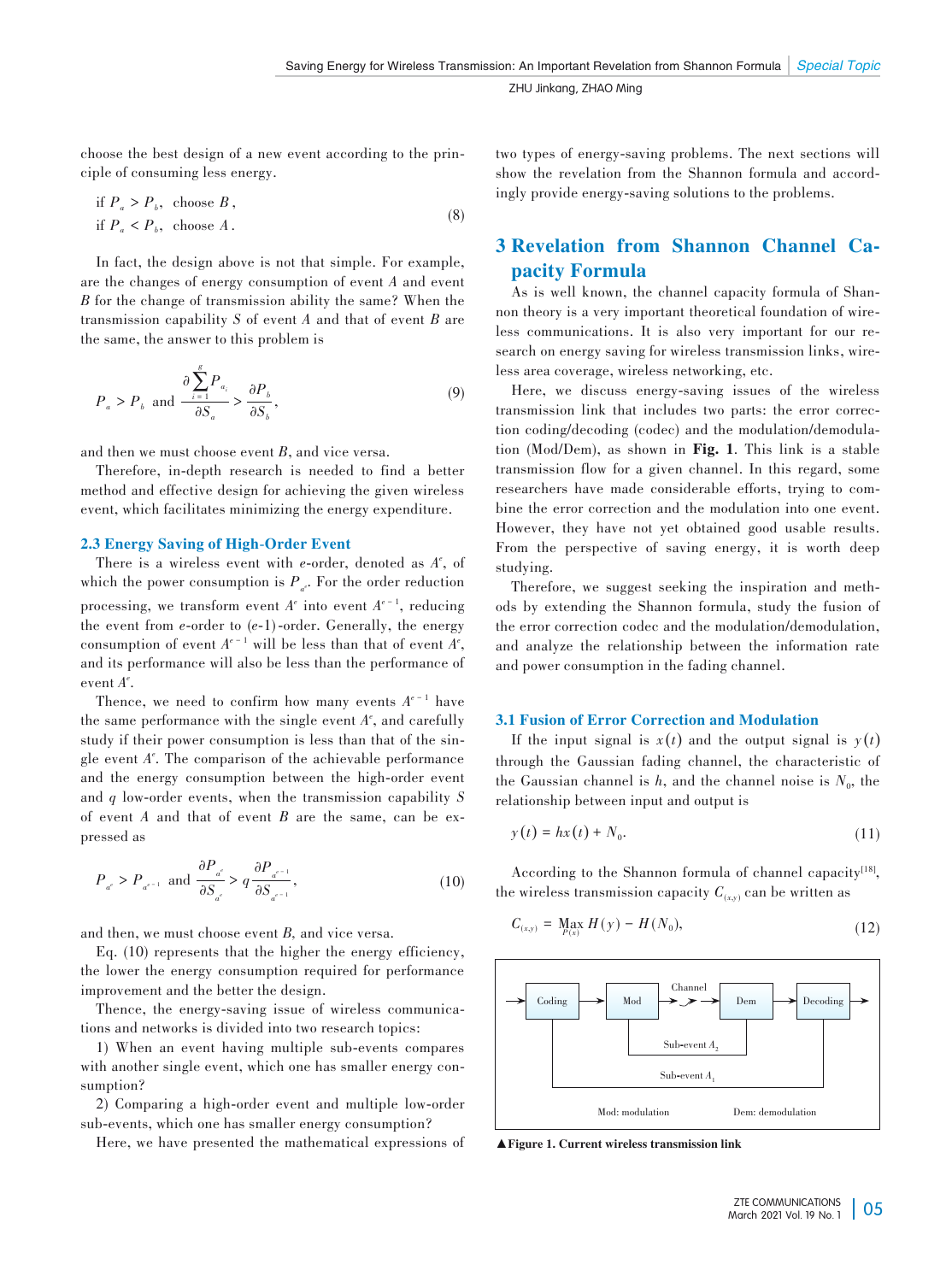choose the best design of a new event according to the principle of consuming less energy.

$$\begin{aligned} &\text{if } P_a > P_b,\ \text{choose } B, \\ &\text{if } P_a < P_b,\ \text{choose } A. \end{aligned} \tag{8}$$

In fact, the design above is not that simple. For example, are the changes of energy consumption of event $A$ and event $B$ for the change of transmission ability the same? When the transmission capability $S$ of event $A$ and that of event $B$ are the same, the answer to this problem is

$$P_a > P_b \text{ and } \frac{\partial \sum_{i=1}^{g} P_{a_i}}{\partial S_a} > \frac{\partial P_b}{\partial S_b}, \tag{9}$$

and then we must choose event $B$, and vice versa.

Therefore, in-depth research is needed to find a better method and effective design for achieving the given wireless event, which facilitates minimizing the energy expenditure.

### 2.3 Energy Saving of High-Order Event

There is a wireless event with $e$-order, denoted as $A^e$, of which the power consumption is $P_{a^e}$. For the order reduction processing, we transform event $A^e$ into event $A^{e-1}$, reducing the event from $e$-order to ($e$-1)-order. Generally, the energy consumption of event $A^{e-1}$ will be less than that of event $A^e$, and its performance will also be less than the performance of event $A^e$.

Thence, we need to confirm how many events $A^{e-1}$ have the same performance with the single event $A^e$, and carefully study if their power consumption is less than that of the single event $A^e$. The comparison of the achievable performance and the energy consumption between the high-order event and $q$ low-order events, when the transmission capability $S$ of event $A$ and that of event $B$ are the same, can be expressed as

$$P_{a^e} > P_{a^{e-1}} \text{ and } \frac{\partial P_{a^e}}{\partial S_{a^e}} > q\frac{\partial P_{a^{e-1}}}{\partial S_{a^{e-1}}}, \tag{10}$$

and then, we must choose event $B$, and vice versa.

Eq. (10) represents that the higher the energy efficiency, the lower the energy consumption required for performance improvement and the better the design.

Thence, the energy-saving issue of wireless communications and networks is divided into two research topics:

1) When an event having multiple sub-events compares with another single event, which one has smaller energy consumption?

2) Comparing a high-order event and multiple low-order sub-events, which one has smaller energy consumption?

Here, we have presented the mathematical expressions of two types of energy-saving problems. The next sections will show the revelation from the Shannon formula and accordingly provide energy-saving solutions to the problems.

## 3 Revelation from Shannon Channel Capacity Formula

As is well known, the channel capacity formula of Shannon theory is a very important theoretical foundation of wireless communications. It is also very important for our research on energy saving for wireless transmission links, wireless area coverage, wireless networking, etc.

Here, we discuss energy-saving issues of the wireless transmission link that includes two parts: the error correction coding/decoding (codec) and the modulation/demodulation (Mod/Dem), as shown in **Fig. 1**. This link is a stable transmission flow for a given channel. In this regard, some researchers have made considerable efforts, trying to combine the error correction and the modulation into one event. However, they have not yet obtained good usable results. From the perspective of saving energy, it is worth deep studying.

Therefore, we suggest seeking the inspiration and methods by extending the Shannon formula, study the fusion of the error correction codec and the modulation/demodulation, and analyze the relationship between the information rate and power consumption in the fading channel.

### 3.1 Fusion of Error Correction and Modulation

If the input signal is $x(t)$ and the output signal is $y(t)$ through the Gaussian fading channel, the characteristic of the Gaussian channel is $h$, and the channel noise is $N_0$, the relationship between input and output is

$$y(t) = hx(t) + N_0. \tag{11}$$

According to the Shannon formula of channel capacity[18], the wireless transmission capacity $C_{(x,y)}$ can be written as

$$C_{(x,y)} = \underset{P(x)}{\text{Max}}\, H(y) - H(N_0), \tag{12}$$

Coding → Mod → Channel → Dem → Decoding
Sub-event $A_2$
Sub-event $A_1$
Mod: modulation   Dem: demodulation

▲**Figure 1. Current wireless transmission link**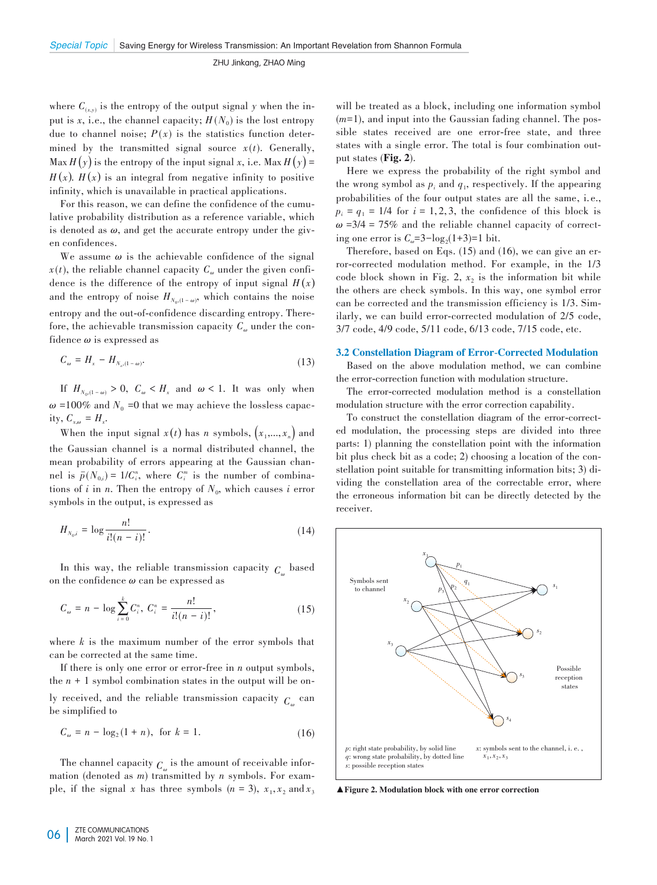where $C_{(x,y)}$ is the entropy of the output signal $y$ when the input is $x$, i.e., the channel capacity; $H(N_0)$ is the lost entropy due to channel noise; $P(x)$ is the statistics function determined by the transmitted signal source $x(t)$. Generally, Max $H(y)$ is the entropy of the input signal $x$, i.e. Max $H(y) = H(x)$. $H(x)$ is an integral from negative infinity to positive infinity, which is unavailable in practical applications.

For this reason, we can define the confidence of the cumulative probability distribution as a reference variable, which is denoted as $\omega$, and get the accurate entropy under the given confidences.

We assume $\omega$ is the achievable confidence of the signal $x(t)$, the reliable channel capacity $C_\omega$ under the given confidence is the difference of the entropy of input signal $H(x)$ and the entropy of noise $H_{N_0,(1-\omega)}$, which contains the noise entropy and the out-of-confidence discarding entropy. Therefore, the achievable transmission capacity $C_\omega$ under the confidence $\omega$ is expressed as

$$C_\omega = H_x - H_{N_0,(1-\omega)}. \tag{13}$$

If $H_{N_0,(1-\omega)} > 0$, $C_\omega < H_x$ and $\omega < 1$. It was only when $\omega$ =100% and $N_0$ =0 that we may achieve the lossless capacity, $C_{x,\omega} = H_x$.

When the input signal $x(t)$ has $n$ symbols, $(x_1,\dots,x_n)$ and the Gaussian channel is a normal distributed channel, the mean probability of errors appearing at the Gaussian channel is $\bar{p}(N_{0,i}) = 1/C_i^n$, where $C_i^m$ is the number of combinations of $i$ in $n$. Then the entropy of $N_0$, which causes $i$ error symbols in the output, is expressed as

$$H_{N_0,i} = \log \frac{n!}{i!(n-i)!}. \tag{14}$$

In this way, the reliable transmission capacity $C_\omega$ based on the confidence $\omega$ can be expressed as

$$C_\omega = n - \log \sum_{i=0}^{k} C_i^n,\ C_i^n = \frac{n!}{i!(n-i)!}, \tag{15}$$

where $k$ is the maximum number of the error symbols that can be corrected at the same time.

If there is only one error or error-free in $n$ output symbols, the $n+1$ symbol combination states in the output will be only received, and the reliable transmission capacity $C_\omega$ can be simplified to

$$C_\omega = n - \log_2(1+n),\ \text{for } k = 1. \tag{16}$$

The channel capacity $C_\omega$ is the amount of receivable information (denoted as $m$) transmitted by $n$ symbols. For example, if the signal $x$ has three symbols ($n=3$), $x_1, x_2$ and $x_3$ will be treated as a block, including one information symbol ($m$=1), and input into the Gaussian fading channel. The possible states received are one error-free state, and three states with a single error. The total is four combination output states (**Fig. 2**).

Here we express the probability of the right symbol and the wrong symbol as $p_i$ and $q_1$, respectively. If the appearing probabilities of the four output states are all the same, i.e., $p_i = q_1 = 1/4$ for $i = 1,2,3$, the confidence of this block is $\omega$ =3/4 = 75% and the reliable channel capacity of correcting one error is $C_\omega$=3−$\log_2$(1+3)=1 bit.

Therefore, based on Eqs. (15) and (16), we can give an error-corrected modulation method. For example, in the 1/3 code block shown in Fig. 2, $x_2$ is the information bit while the others are check symbols. In this way, one symbol error can be corrected and the transmission efficiency is 1/3. Similarly, we can build error-corrected modulation of 2/5 code, 3/7 code, 4/9 code, 5/11 code, 6/13 code, 7/15 code, etc.

### 3.2 Constellation Diagram of Error-Corrected Modulation

Based on the above modulation method, we can combine the error-correction function with modulation structure.

The error-corrected modulation method is a constellation modulation structure with the error correction capability.

To construct the constellation diagram of the error-corrected modulation, the processing steps are divided into three parts: 1) planning the constellation point with the information bit plus check bit as a code; 2) choosing a location of the constellation point suitable for transmitting information bits; 3) dividing the constellation area of the correctable error, where the erroneous information bit can be directly detected by the receiver.

Symbols sent to channel

Possible reception states

$p$: right state probability, by solid line
$q$: wrong state probability, by dotted line
$s$: possible reception states
$x$: symbols sent to the channel, i. e., $x_1, x_2, x_3$

▲**Figure 2. Modulation block with one error correction**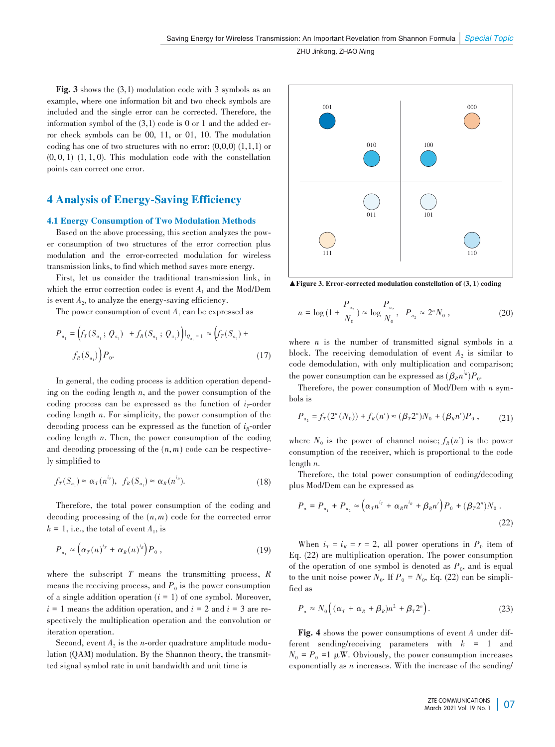**Fig. 3** shows the (3,1) modulation code with 3 symbols as an example, where one information bit and two check symbols are included and the single error can be corrected. Therefore, the information symbol of the (3,1) code is 0 or 1 and the added error check symbols can be 00, 11, or 01, 10. The modulation coding has one of two structures with no error: (0,0,0) (1,1,1) or (0, 0, 1) (1, 1, 0). This modulation code with the constellation points can correct one error.

## 4 Analysis of Energy-Saving Efficiency

### 4.1 Energy Consumption of Two Modulation Methods

Based on the above processing, this section analyzes the power consumption of two structures of the error correction plus modulation and the error-corrected modulation for wireless transmission links, to find which method saves more energy.

First, let us consider the traditional transmission link, in which the error correction codec is event $A_1$ and the Mod/Dem is event $A_2$, to analyze the energy-saving efficiency.

The power consumption of event $A_1$ can be expressed as

$$P_{a_1} = \left(f_T(S_{a_1}; Q_{a_1}) + f_R(S_{a_1}; Q_{a_1})\right)|_{Q_{a_1}=1} \approx \left(f_T(S_{a_1}) + f_R(S_{a_1})\right)P_0. \tag{17}$$

In general, the coding process is addition operation depending on the coding length $n$, and the power consumption of the coding process can be expressed as the function of $i_T$-order coding length $n$. For simplicity, the power consumption of the decoding process can be expressed as the function of $i_R$-order coding length $n$. Then, the power consumption of the coding and decoding processing of the $(n,m)$ code can be respectively simplified to

$$f_T(S_{a_1}) \approx \alpha_T(n^{i_T}),\ \ f_R(S_{a_1}) \approx \alpha_R(n^{i_R}). \tag{18}$$

Therefore, the total power consumption of the coding and decoding processing of the $(n,m)$ code for the corrected error $k=1$, i.e., the total of event $A_1$, is

$$P_{a_1} \approx \left(\alpha_T(n)^{i_T} + \alpha_R(n)^{i_R}\right)P_0, \tag{19}$$

where the subscript $T$ means the transmitting process, $R$ means the receiving process, and $P_0$ is the power consumption of a single addition operation ($i=1$) of one symbol. Moreover, $i=1$ means the addition operation, and $i=2$ and $i=3$ are respectively the multiplication operation and the convolution or iteration operation.

Second, event $A_2$ is the $n$-order quadrature amplitude modulation (QAM) modulation. By the Shannon theory, the transmitted signal symbol rate in unit bandwidth and unit time is

$$n = \log(1 + \frac{P_{a_2}}{N_0}) \approx \log\frac{P_{a_2}}{N_0},\quad P_{a_2} \approx 2^n N_0, \tag{20}$$

where $n$ is the number of transmitted signal symbols in a block. The receiving demodulation of event $A_2$ is similar to code demodulation, with only multiplication and comparison; the power consumption can be expressed as $(\beta_R n^{i_R})P_0$.

Therefore, the power consumption of Mod/Dem with $n$ symbols is

$$P_{a_2} = f_T(2^n(N_0)) + f_R(n^r) \approx (\beta_T 2^n)N_0 + (\beta_R n^r)P_0, \tag{21}$$

where $N_0$ is the power of channel noise; $f_R(n^r)$ is the power consumption of the receiver, which is proportional to the code length $n$.

Therefore, the total power consumption of coding/decoding plus Mod/Dem can be expressed as

$$P_a = P_{a_1} + P_{a_2} \approx \left(\alpha_T n^{i_T} + \alpha_R n^{i_R} + \beta_R n^r\right)P_0 + (\beta_T 2^n)N_0. \tag{22}$$

When $i_T = i_R = r = 2$, all power operations in $P_0$ item of Eq. (22) are multiplication operation. The power consumption of the operation of one symbol is denoted as $P_0$, and is equal to the unit noise power $N_0$. If $P_0 = N_0$, Eq. (22) can be simplified as

$$P_a \approx N_0\left((\alpha_T + \alpha_R + \beta_R)n^2 + \beta_T 2^n\right). \tag{23}$$

**Fig. 4** shows the power consumptions of event $A$ under different sending/receiving parameters with $k=1$ and $N_0 = P_0 = 1\ \mu$W. Obviously, the power consumption increases exponentially as $n$ increases. With the increase of the sending/

▲**Figure 3. Error-corrected modulation constellation of (3, 1) coding**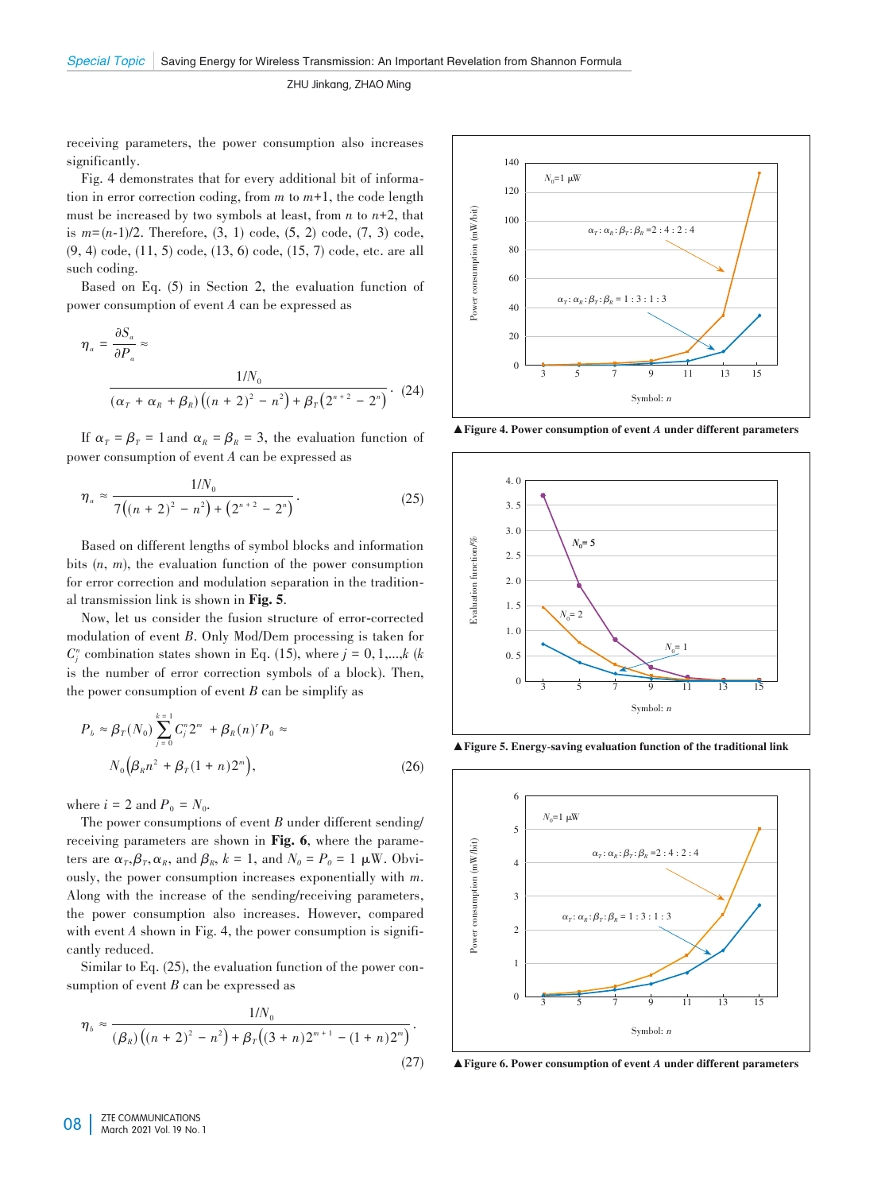receiving parameters, the power consumption also increases significantly.

Fig. 4 demonstrates that for every additional bit of information in error correction coding, from $m$ to $m$+1, the code length must be increased by two symbols at least, from $n$ to $n$+2, that is $m=(n-1)/2$. Therefore, (3, 1) code, (5, 2) code, (7, 3) code, (9, 4) code, (11, 5) code, (13, 6) code, (15, 7) code, etc. are all such coding.

Based on Eq. (5) in Section 2, the evaluation function of power consumption of event $A$ can be expressed as

$$\eta_a = \frac{\partial S_a}{\partial P_a} \approx \frac{1/N_0}{(\alpha_T + \alpha_R + \beta_R)\left((n+2)^2 - n^2\right) + \beta_T\left(2^{n+2} - 2^n\right)}. \quad (24)$$

If $\alpha_T = \beta_T = 1$ and $\alpha_R = \beta_R = 3$, the evaluation function of power consumption of event $A$ can be expressed as

$$\eta_a \approx \frac{1/N_0}{7\left((n+2)^2 - n^2\right) + \left(2^{n+2} - 2^n\right)}. \quad (25)$$

Based on different lengths of symbol blocks and information bits ($n$, $m$), the evaluation function of the power consumption for error correction and modulation separation in the traditional transmission link is shown in **Fig. 5**.

Now, let us consider the fusion structure of error-corrected modulation of event $B$. Only Mod/Dem processing is taken for $C_j^n$ combination states shown in Eq. (15), where $j = 0, 1, \ldots, k$ ($k$ is the number of error correction symbols of a block). Then, the power consumption of event $B$ can be simplify as

$$P_b \approx \beta_T(N_0)\sum_{j=0}^{k=1} C_j^n 2^m + \beta_R(n)^i P_0 \approx N_0\left(\beta_R n^2 + \beta_T(1+n)2^m\right), \quad (26)$$

where $i = 2$ and $P_0 = N_0$.

The power consumptions of event $B$ under different sending/receiving parameters are shown in **Fig. 6**, where the parameters are $\alpha_T, \beta_T, \alpha_R$, and $\beta_R$, $k = 1$, and $N_0 = P_0 = 1$ μW. Obviously, the power consumption increases exponentially with $m$. Along with the increase of the sending/receiving parameters, the power consumption also increases. However, compared with event $A$ shown in Fig. 4, the power consumption is significantly reduced.

Similar to Eq. (25), the evaluation function of the power consumption of event $B$ can be expressed as

$$\eta_b \approx \frac{1/N_0}{(\beta_R)\left((n+2)^2 - n^2\right) + \beta_T\left((3+n)2^{m+1} - (1+n)2^m\right)}. \quad (27)$$

▲Figure 4. Power consumption of event $A$ under different parameters

▲Figure 5. Energy-saving evaluation function of the traditional link

▲Figure 6. Power consumption of event $A$ under different parameters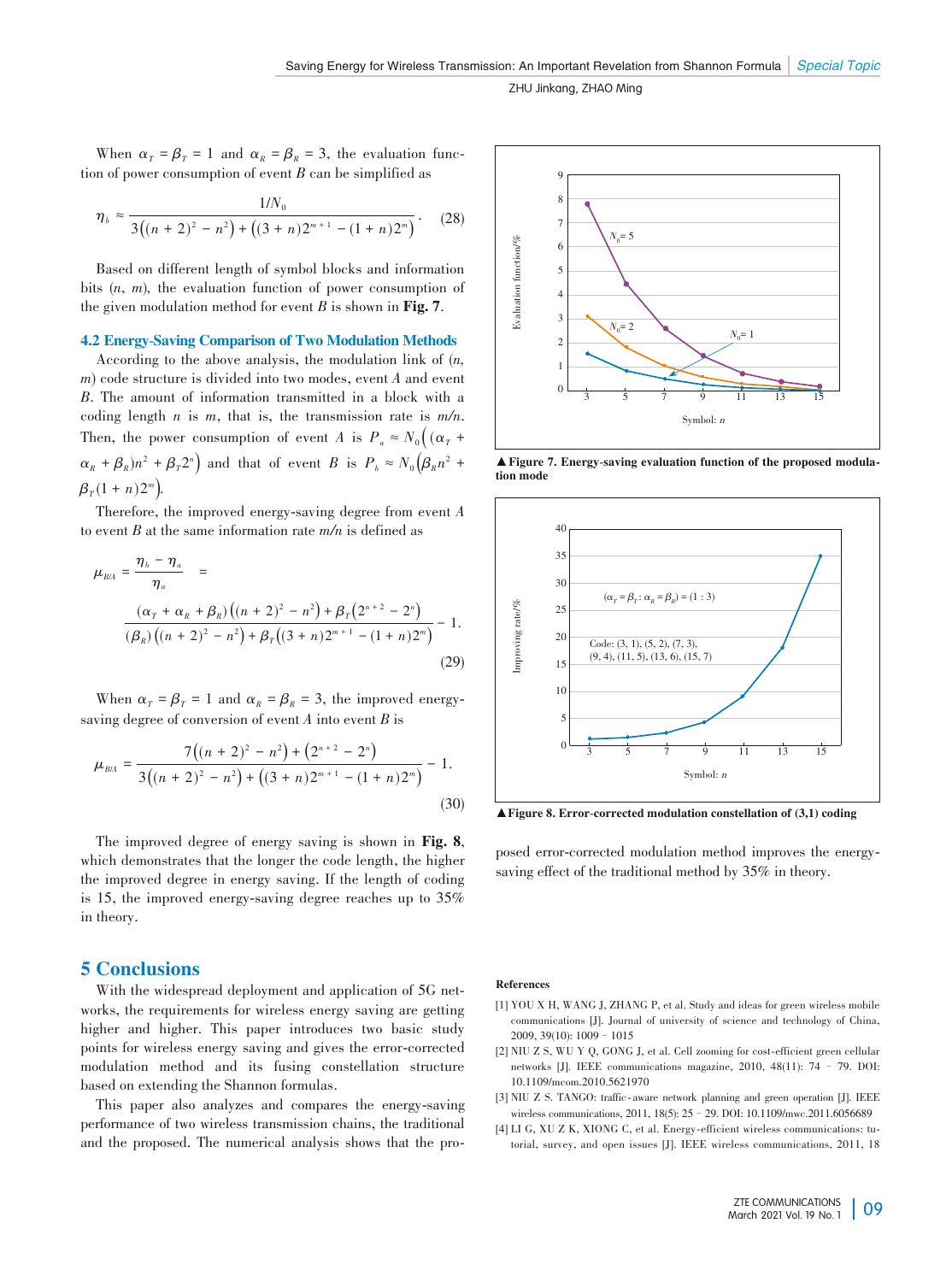When $\alpha_T = \beta_T = 1$ and $\alpha_R = \beta_R = 3$, the evaluation function of power consumption of event $B$ can be simplified as

$$\eta_b \approx \frac{1/N_0}{3\left((n+2)^2 - n^2\right) + \left((3+n)2^{m+1} - (1+n)2^m\right)}. \quad (28)$$

Based on different length of symbol blocks and information bits $(n, m)$, the evaluation function of power consumption of the given modulation method for event $B$ is shown in **Fig. 7**.

### 4.2 Energy-Saving Comparison of Two Modulation Methods

According to the above analysis, the modulation link of $(n, m)$ code structure is divided into two modes, event $A$ and event $B$. The amount of information transmitted in a block with a coding length $n$ is $m$, that is, the transmission rate is $m/n$. Then, the power consumption of event $A$ is $P_a \approx N_0\left((\alpha_T + \alpha_R + \beta_R)n^2 + \beta_T 2^n\right)$ and that of event $B$ is $P_b \approx N_0\left(\beta_R n^2 + \beta_T (1+n)2^m\right)$.

Therefore, the improved energy-saving degree from event $A$ to event $B$ at the same information rate $m/n$ is defined as

$$\mu_{B/A} = \frac{\eta_b - \eta_a}{\eta_a} = \frac{(\alpha_T + \alpha_R + \beta_R)\left((n+2)^2 - n^2\right) + \beta_T\left(2^{n+2} - 2^n\right)}{(\beta_R)\left((n+2)^2 - n^2\right) + \beta_T\left((3+n)2^{m+1} - (1+n)2^m\right)} - 1. \quad (29)$$

When $\alpha_T = \beta_T = 1$ and $\alpha_R = \beta_R = 3$, the improved energy-saving degree of conversion of event $A$ into event $B$ is

$$\mu_{B/A} = \frac{7\left((n+2)^2 - n^2\right) + \left(2^{n+2} - 2^n\right)}{3\left((n+2)^2 - n^2\right) + \left((3+n)2^{m+1} - (1+n)2^m\right)} - 1. \quad (30)$$

The improved degree of energy saving is shown in **Fig. 8**, which demonstrates that the longer the code length, the higher the improved degree in energy saving. If the length of coding is 15, the improved energy-saving degree reaches up to 35% in theory.

**▲Figure 7. Energy-saving evaluation function of the proposed modulation mode**

**▲Figure 8. Error-corrected modulation constellation of (3,1) coding**

## 5 Conclusions

With the widespread deployment and application of 5G networks, the requirements for wireless energy saving are getting higher and higher. This paper introduces two basic study points for wireless energy saving and gives the error-corrected modulation method and its fusing constellation structure based on extending the Shannon formulas.

This paper also analyzes and compares the energy-saving performance of two wireless transmission chains, the traditional and the proposed. The numerical analysis shows that the proposed error-corrected modulation method improves the energy-saving effect of the traditional method by 35% in theory.

**References**

[1] YOU X H, WANG J, ZHANG P, et al. Study and ideas for green wireless mobile communications [J]. Journal of university of science and technology of China, 2009, 39(10): 1009 – 1015

[2] NIU Z S, WU Y Q, GONG J, et al. Cell zooming for cost-efficient green cellular networks [J]. IEEE communications magazine, 2010, 48(11): 74 – 79. DOI: 10.1109/mcom.2010.5621970

[3] NIU Z S. TANGO: traffic-aware network planning and green operation [J]. IEEE wireless communications, 2011, 18(5): 25 – 29. DOI: 10.1109/mwc.2011.6056689

[4] LI G, XU Z K, XIONG C, et al. Energy-efficient wireless communications: tutorial, survey, and open issues [J]. IEEE wireless communications, 2011, 18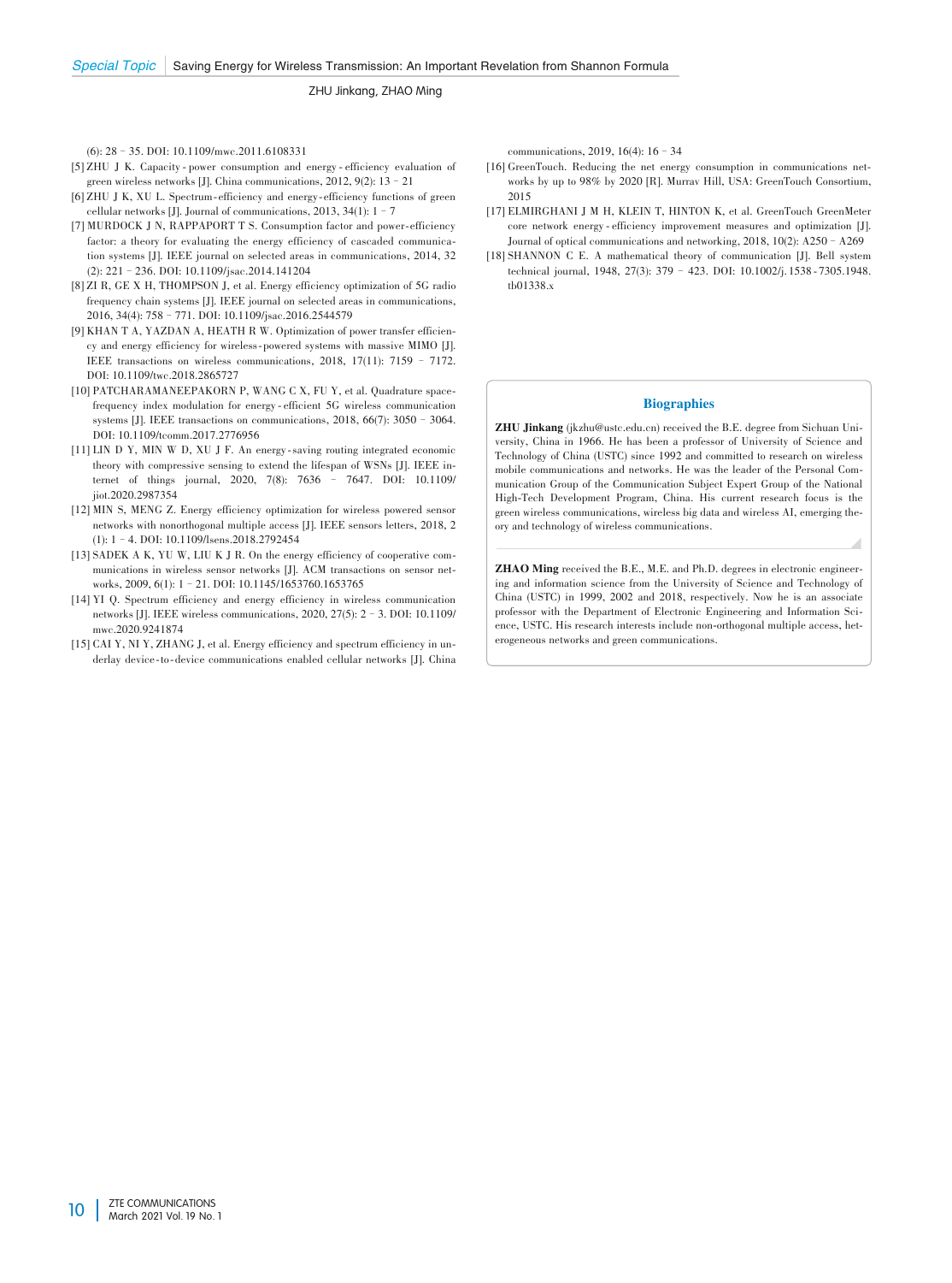(6): 28 – 35. DOI: 10.1109/mwc.2011.6108331

[5] ZHU J K. Capacity-power consumption and energy-efficiency evaluation of green wireless networks [J]. China communications, 2012, 9(2): 13 – 21

[6] ZHU J K, XU L. Spectrum-efficiency and energy-efficiency functions of green cellular networks [J]. Journal of communications, 2013, 34(1): 1 – 7

[7] MURDOCK J N, RAPPAPORT T S. Consumption factor and power-efficiency factor: a theory for evaluating the energy efficiency of cascaded communication systems [J]. IEEE journal on selected areas in communications, 2014, 32 (2): 221 – 236. DOI: 10.1109/jsac.2014.141204

[8] ZI R, GE X H, THOMPSON J, et al. Energy efficiency optimization of 5G radio frequency chain systems [J]. IEEE journal on selected areas in communications, 2016, 34(4): 758 – 771. DOI: 10.1109/jsac.2016.2544579

[9] KHAN T A, YAZDAN A, HEATH R W. Optimization of power transfer efficiency and energy efficiency for wireless-powered systems with massive MIMO [J]. IEEE transactions on wireless communications, 2018, 17(11): 7159 – 7172. DOI: 10.1109/twc.2018.2865727

[10] PATCHARAMANEEPAKORN P, WANG C X, FU Y, et al. Quadrature space-frequency index modulation for energy-efficient 5G wireless communication systems [J]. IEEE transactions on communications, 2018, 66(7): 3050 – 3064. DOI: 10.1109/tcomm.2017.2776956

[11] LIN D Y, MIN W D, XU J F. An energy-saving routing integrated economic theory with compressive sensing to extend the lifespan of WSNs [J]. IEEE internet of things journal, 2020, 7(8): 7636 – 7647. DOI: 10.1109/jiot.2020.2987354

[12] MIN S, MENG Z. Energy efficiency optimization for wireless powered sensor networks with nonorthogonal multiple access [J]. IEEE sensors letters, 2018, 2 (1): 1 – 4. DOI: 10.1109/lsens.2018.2792454

[13] SADEK A K, YU W, LIU K J R. On the energy efficiency of cooperative communications in wireless sensor networks [J]. ACM transactions on sensor networks, 2009, 6(1): 1 – 21. DOI: 10.1145/1653760.1653765

[14] YI Q. Spectrum efficiency and energy efficiency in wireless communication networks [J]. IEEE wireless communications, 2020, 27(5): 2 – 3. DOI: 10.1109/mwc.2020.9241874

[15] CAI Y, NI Y, ZHANG J, et al. Energy efficiency and spectrum efficiency in underlay device-to-device communications enabled cellular networks [J]. China communications, 2019, 16(4): 16 – 34

[16] GreenTouch. Reducing the net energy consumption in communications networks by up to 98% by 2020 [R]. Murray Hill, USA: GreenTouch Consortium, 2015

[17] ELMIRGHANI J M H, KLEIN T, HINTON K, et al. GreenTouch GreenMeter core network energy-efficiency improvement measures and optimization [J]. Journal of optical communications and networking, 2018, 10(2): A250 – A269

[18] SHANNON C E. A mathematical theory of communication [J]. Bell system technical journal, 1948, 27(3): 379 – 423. DOI: 10.1002/j.1538-7305.1948.tb01338.x

## Biographies

**ZHU Jinkang** (jkzhu@ustc.edu.cn) received the B.E. degree from Sichuan University, China in 1966. He has been a professor of University of Science and Technology of China (USTC) since 1992 and committed to research on wireless mobile communications and networks. He was the leader of the Personal Communication Group of the Communication Subject Expert Group of the National High-Tech Development Program, China. His current research focus is the green wireless communications, wireless big data and wireless AI, emerging theory and technology of wireless communications.

**ZHAO Ming** received the B.E., M.E. and Ph.D. degrees in electronic engineering and information science from the University of Science and Technology of China (USTC) in 1999, 2002 and 2018, respectively. Now he is an associate professor with the Department of Electronic Engineering and Information Science, USTC. His research interests include non-orthogonal multiple access, heterogeneous networks and green communications.